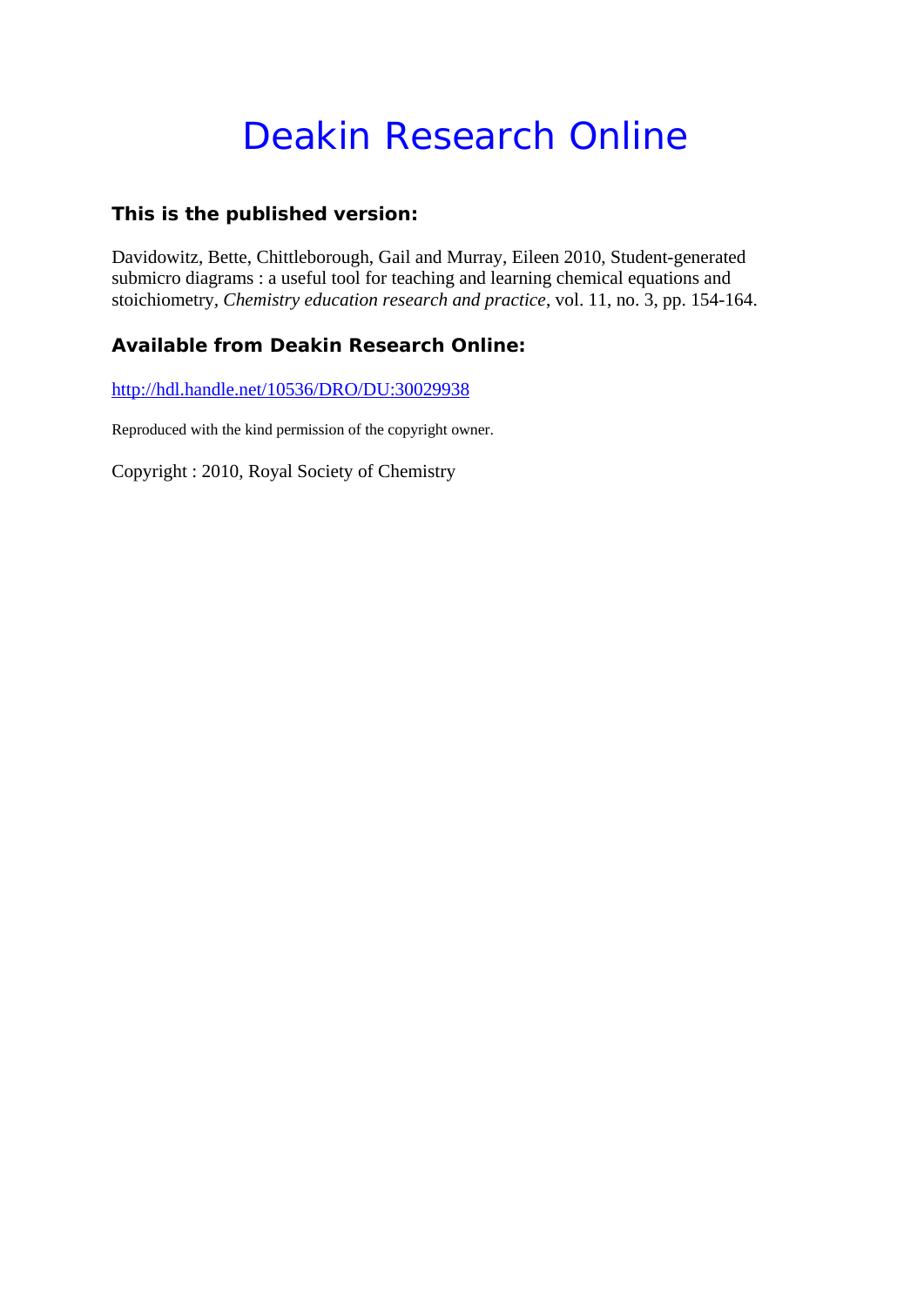# Deakin Research Online

### This is the published version:

Davidowitz, Bette, Chittleborough, Gail and Murray, Eileen 2010, Student-generated submicro diagrams : a useful tool for teaching and learning chemical equations and stoichiometry, *Chemistry education research and practice*, vol. 11, no. 3, pp. 154-164.

### Available from Deakin Research Online:

http://hdl.handle.net/10536/DRO/DU:30029938

Reproduced with the kind permission of the copyright owner.

Copyright : 2010, Royal Society of Chemistry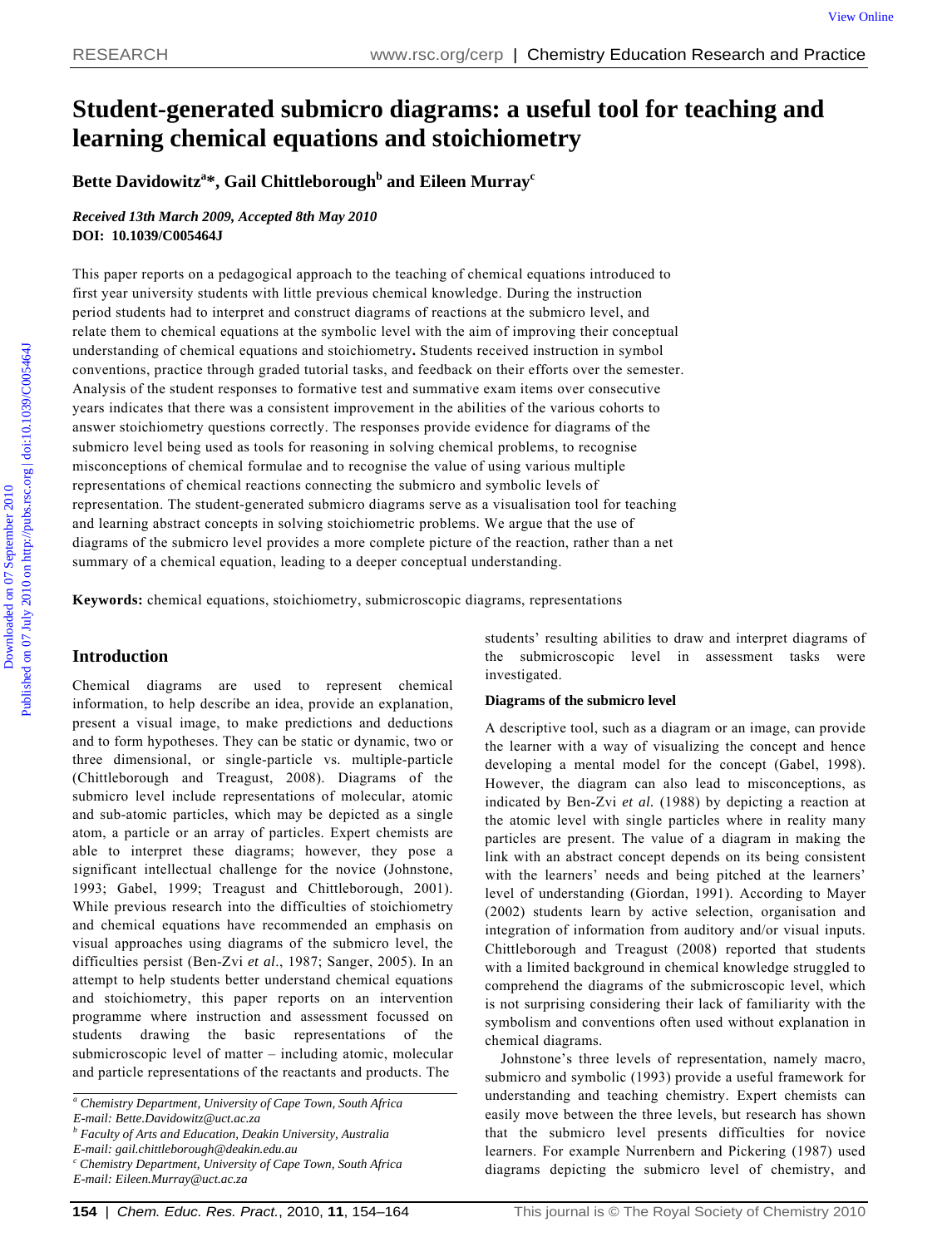# Student-generated submicro diagrams: a useful tool for teaching and learning chemical equations and stoichiometry

**Bette Davidowitz[a]*, Gail Chittleborough[b] and Eileen Murray[c]**

***Received 13th March 2009, Accepted 8th May 2010***
**DOI: 10.1039/C005464J**

This paper reports on a pedagogical approach to the teaching of chemical equations introduced to first year university students with little previous chemical knowledge. During the instruction period students had to interpret and construct diagrams of reactions at the submicro level, and relate them to chemical equations at the symbolic level with the aim of improving their conceptual understanding of chemical equations and stoichiometry**.** Students received instruction in symbol conventions, practice through graded tutorial tasks, and feedback on their efforts over the semester. Analysis of the student responses to formative test and summative exam items over consecutive years indicates that there was a consistent improvement in the abilities of the various cohorts to answer stoichiometry questions correctly. The responses provide evidence for diagrams of the submicro level being used as tools for reasoning in solving chemical problems, to recognise misconceptions of chemical formulae and to recognise the value of using various multiple representations of chemical reactions connecting the submicro and symbolic levels of representation. The student-generated submicro diagrams serve as a visualisation tool for teaching and learning abstract concepts in solving stoichiometric problems. We argue that the use of diagrams of the submicro level provides a more complete picture of the reaction, rather than a net summary of a chemical equation, leading to a deeper conceptual understanding.

**Keywords:** chemical equations, stoichiometry, submicroscopic diagrams, representations

## Introduction

Chemical diagrams are used to represent chemical information, to help describe an idea, provide an explanation, present a visual image, to make predictions and deductions and to form hypotheses. They can be static or dynamic, two or three dimensional, or single-particle vs. multiple-particle (Chittleborough and Treagust, 2008). Diagrams of the submicro level include representations of molecular, atomic and sub-atomic particles, which may be depicted as a single atom, a particle or an array of particles. Expert chemists are able to interpret these diagrams; however, they pose a significant intellectual challenge for the novice (Johnstone, 1993; Gabel, 1999; Treagust and Chittleborough, 2001). While previous research into the difficulties of stoichiometry and chemical equations have recommended an emphasis on visual approaches using diagrams of the submicro level, the difficulties persist (Ben-Zvi *et al*., 1987; Sanger, 2005). In an attempt to help students better understand chemical equations and stoichiometry, this paper reports on an intervention programme where instruction and assessment focussed on students drawing the basic representations of the submicroscopic level of matter – including atomic, molecular and particle representations of the reactants and products. The students' resulting abilities to draw and interpret diagrams of the submicroscopic level in assessment tasks were investigated.

### Diagrams of the submicro level

A descriptive tool, such as a diagram or an image, can provide the learner with a way of visualizing the concept and hence developing a mental model for the concept (Gabel, 1998). However, the diagram can also lead to misconceptions, as indicated by Ben-Zvi *et al.* (1988) by depicting a reaction at the atomic level with single particles where in reality many particles are present. The value of a diagram in making the link with an abstract concept depends on its being consistent with the learners' needs and being pitched at the learners' level of understanding (Giordan, 1991). According to Mayer (2002) students learn by active selection, organisation and integration of information from auditory and/or visual inputs. Chittleborough and Treagust (2008) reported that students with a limited background in chemical knowledge struggled to comprehend the diagrams of the submicroscopic level, which is not surprising considering their lack of familiarity with the symbolism and conventions often used without explanation in chemical diagrams.

Johnstone's three levels of representation, namely macro, submicro and symbolic (1993) provide a useful framework for understanding and teaching chemistry. Expert chemists can easily move between the three levels, but research has shown that the submicro level presents difficulties for novice learners. For example Nurrenbern and Pickering (1987) used diagrams depicting the submicro level of chemistry, and

---

[a] *Chemistry Department, University of Cape Town, South Africa E-mail: Bette.Davidowitz@uct.ac.za*
[b] *Faculty of Arts and Education, Deakin University, Australia E-mail: gail.chittleborough@deakin.edu.au*
[c] *Chemistry Department, University of Cape Town, South Africa E-mail: Eileen.Murray@uct.ac.za*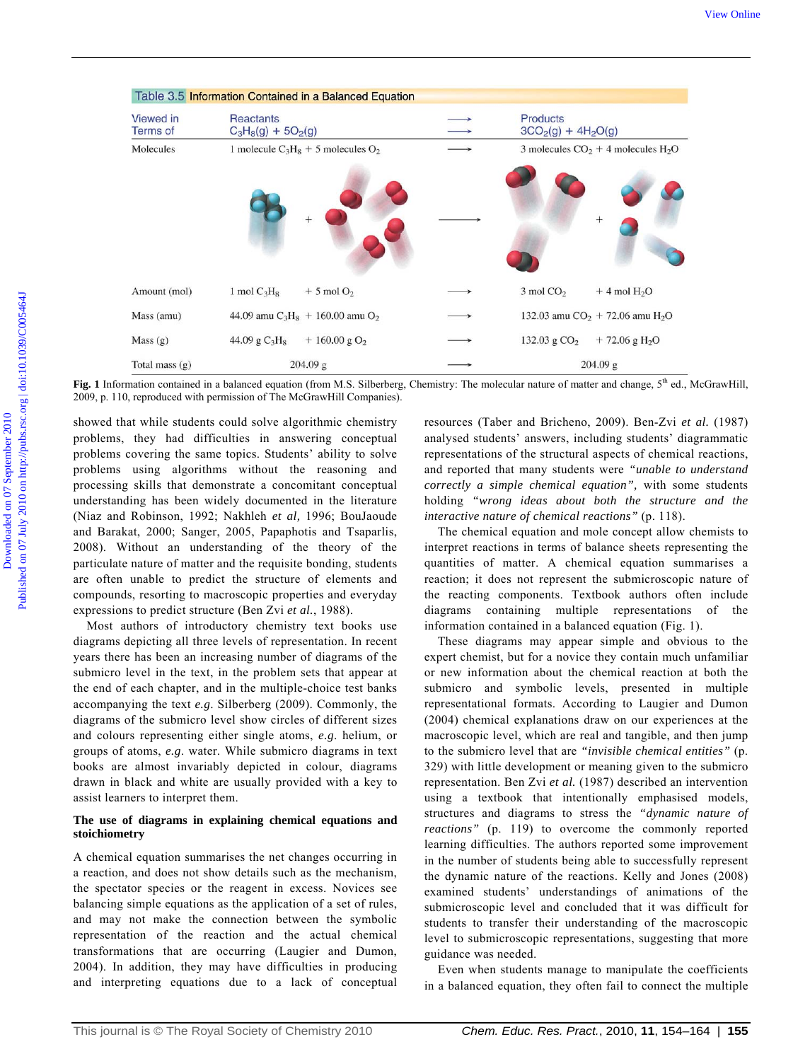**Table 3.5 Information Contained in a Balanced Equation**

| Viewed in Terms of | Reactants $C_3H_8(g) + 5O_2(g)$ | | Products $3CO_2(g) + 4H_2O(g)$ |
|---|---|---|---|
| Molecules | 1 molecule $C_3H_8$ + 5 molecules $O_2$ | ⟶ | 3 molecules $CO_2$ + 4 molecules $H_2O$ |
| Amount (mol) | 1 mol $C_3H_8$ + 5 mol $O_2$ | ⟶ | 3 mol $CO_2$ + 4 mol $H_2O$ |
| Mass (amu) | 44.09 amu $C_3H_8$ + 160.00 amu $O_2$ | ⟶ | 132.03 amu $CO_2$ + 72.06 amu $H_2O$ |
| Mass (g) | 44.09 g $C_3H_8$ + 160.00 g $O_2$ | ⟶ | 132.03 g $CO_2$ + 72.06 g $H_2O$ |
| Total mass (g) | 204.09 g | ⟶ | 204.09 g |

**Fig. 1** Information contained in a balanced equation (from M.S. Silberberg, Chemistry: The molecular nature of matter and change, 5th ed., McGrawHill, 2009, p. 110, reproduced with permission of The McGrawHill Companies).

showed that while students could solve algorithmic chemistry problems, they had difficulties in answering conceptual problems covering the same topics. Students' ability to solve problems using algorithms without the reasoning and processing skills that demonstrate a concomitant conceptual understanding has been widely documented in the literature (Niaz and Robinson, 1992; Nakhleh *et al,* 1996; BouJaoude and Barakat, 2000; Sanger, 2005, Papaphotis and Tsaparlis, 2008). Without an understanding of the theory of the particulate nature of matter and the requisite bonding, students are often unable to predict the structure of elements and compounds, resorting to macroscopic properties and everyday expressions to predict structure (Ben Zvi *et al.*, 1988).

Most authors of introductory chemistry text books use diagrams depicting all three levels of representation. In recent years there has been an increasing number of diagrams of the submicro level in the text, in the problem sets that appear at the end of each chapter, and in the multiple-choice test banks accompanying the text *e.g.* Silberberg (2009). Commonly, the diagrams of the submicro level show circles of different sizes and colours representing either single atoms, *e.g.* helium, or groups of atoms, *e.g.* water. While submicro diagrams in text books are almost invariably depicted in colour, diagrams drawn in black and white are usually provided with a key to assist learners to interpret them.

### The use of diagrams in explaining chemical equations and stoichiometry

A chemical equation summarises the net changes occurring in a reaction, and does not show details such as the mechanism, the spectator species or the reagent in excess. Novices see balancing simple equations as the application of a set of rules, and may not make the connection between the symbolic representation of the reaction and the actual chemical transformations that are occurring (Laugier and Dumon, 2004). In addition, they may have difficulties in producing and interpreting equations due to a lack of conceptual resources (Taber and Bricheno, 2009). Ben-Zvi *et al.* (1987) analysed students' answers, including students' diagrammatic representations of the structural aspects of chemical reactions, and reported that many students were *"unable to understand correctly a simple chemical equation"*, with some students holding *"wrong ideas about both the structure and the interactive nature of chemical reactions"* (p. 118).

The chemical equation and mole concept allow chemists to interpret reactions in terms of balance sheets representing the quantities of matter. A chemical equation summarises a reaction; it does not represent the submicroscopic nature of the reacting components. Textbook authors often include diagrams containing multiple representations of the information contained in a balanced equation (Fig. 1).

These diagrams may appear simple and obvious to the expert chemist, but for a novice they contain much unfamiliar or new information about the chemical reaction at both the submicro and symbolic levels, presented in multiple representational formats. According to Laugier and Dumon (2004) chemical explanations draw on our experiences at the macroscopic level, which are real and tangible, and then jump to the submicro level that are *"invisible chemical entities"* (p. 329) with little development or meaning given to the submicro representation. Ben Zvi *et al.* (1987) described an intervention using a textbook that intentionally emphasised models, structures and diagrams to stress the *"dynamic nature of reactions"* (p. 119) to overcome the commonly reported learning difficulties. The authors reported some improvement in the number of students being able to successfully represent the dynamic nature of the reactions. Kelly and Jones (2008) examined students' understandings of animations of the submicroscopic level and concluded that it was difficult for students to transfer their understanding of the macroscopic level to submicroscopic representations, suggesting that more guidance was needed.

Even when students manage to manipulate the coefficients in a balanced equation, they often fail to connect the multiple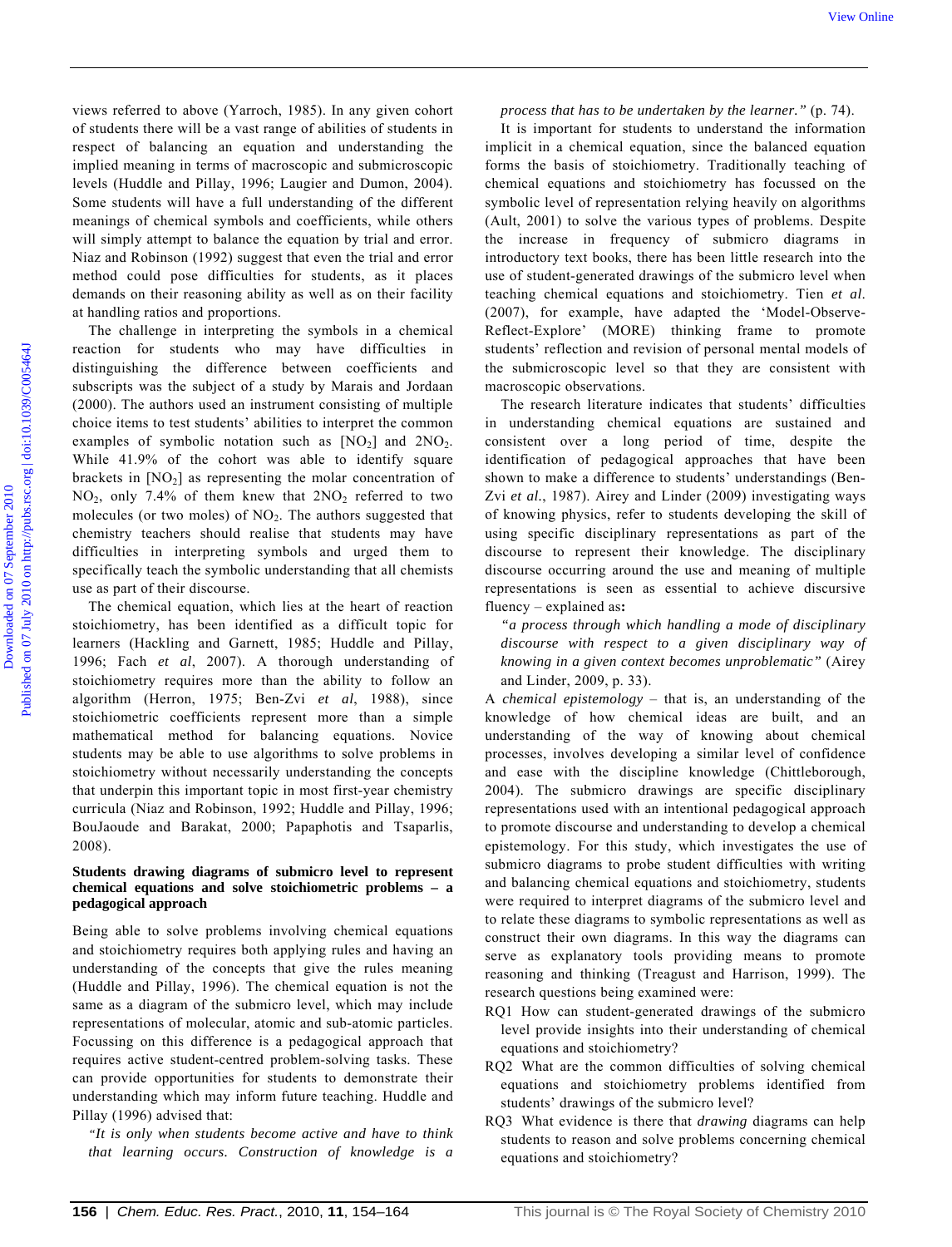views referred to above (Yarroch, 1985). In any given cohort of students there will be a vast range of abilities of students in respect of balancing an equation and understanding the implied meaning in terms of macroscopic and submicroscopic levels (Huddle and Pillay, 1996; Laugier and Dumon, 2004). Some students will have a full understanding of the different meanings of chemical symbols and coefficients, while others will simply attempt to balance the equation by trial and error. Niaz and Robinson (1992) suggest that even the trial and error method could pose difficulties for students, as it places demands on their reasoning ability as well as on their facility at handling ratios and proportions.

The challenge in interpreting the symbols in a chemical reaction for students who may have difficulties in distinguishing the difference between coefficients and subscripts was the subject of a study by Marais and Jordaan (2000). The authors used an instrument consisting of multiple choice items to test students' abilities to interpret the common examples of symbolic notation such as $[NO_2]$ and $2NO_2$. While 41.9% of the cohort was able to identify square brackets in $[NO_2]$ as representing the molar concentration of $NO_2$, only 7.4% of them knew that $2NO_2$ referred to two molecules (or two moles) of $NO_2$. The authors suggested that chemistry teachers should realise that students may have difficulties in interpreting symbols and urged them to specifically teach the symbolic understanding that all chemists use as part of their discourse.

The chemical equation, which lies at the heart of reaction stoichiometry, has been identified as a difficult topic for learners (Hackling and Garnett, 1985; Huddle and Pillay, 1996; Fach *et al*, 2007). A thorough understanding of stoichiometry requires more than the ability to follow an algorithm (Herron, 1975; Ben-Zvi *et al*, 1988), since stoichiometric coefficients represent more than a simple mathematical method for balancing equations. Novice students may be able to use algorithms to solve problems in stoichiometry without necessarily understanding the concepts that underpin this important topic in most first-year chemistry curricula (Niaz and Robinson, 1992; Huddle and Pillay, 1996; BouJaoude and Barakat, 2000; Papaphotis and Tsaparlis, 2008).

### Students drawing diagrams of submicro level to represent chemical equations and solve stoichiometric problems – a pedagogical approach

Being able to solve problems involving chemical equations and stoichiometry requires both applying rules and having an understanding of the concepts that give the rules meaning (Huddle and Pillay, 1996). The chemical equation is not the same as a diagram of the submicro level, which may include representations of molecular, atomic and sub-atomic particles. Focussing on this difference is a pedagogical approach that requires active student-centred problem-solving tasks. These can provide opportunities for students to demonstrate their understanding which may inform future teaching. Huddle and Pillay (1996) advised that:

> *"It is only when students become active and have to think that learning occurs. Construction of knowledge is a process that has to be undertaken by the learner."* (p. 74).

It is important for students to understand the information implicit in a chemical equation, since the balanced equation forms the basis of stoichiometry. Traditionally teaching of chemical equations and stoichiometry has focussed on the symbolic level of representation relying heavily on algorithms (Ault, 2001) to solve the various types of problems. Despite the increase in frequency of submicro diagrams in introductory text books, there has been little research into the use of student-generated drawings of the submicro level when teaching chemical equations and stoichiometry. Tien *et al*. (2007), for example, have adapted the 'Model-Observe-Reflect-Explore' (MORE) thinking frame to promote students' reflection and revision of personal mental models of the submicroscopic level so that they are consistent with macroscopic observations.

The research literature indicates that students' difficulties in understanding chemical equations are sustained and consistent over a long period of time, despite the identification of pedagogical approaches that have been shown to make a difference to students' understandings (Ben-Zvi *et al.*, 1987). Airey and Linder (2009) investigating ways of knowing physics, refer to students developing the skill of using specific disciplinary representations as part of the discourse to represent their knowledge. The disciplinary discourse occurring around the use and meaning of multiple representations is seen as essential to achieve discursive fluency – explained as**:**

> *"a process through which handling a mode of disciplinary discourse with respect to a given disciplinary way of knowing in a given context becomes unproblematic"* (Airey and Linder, 2009, p. 33).

A *chemical epistemology* – that is, an understanding of the knowledge of how chemical ideas are built, and an understanding of the way of knowing about chemical processes, involves developing a similar level of confidence and ease with the discipline knowledge (Chittleborough, 2004). The submicro drawings are specific disciplinary representations used with an intentional pedagogical approach to promote discourse and understanding to develop a chemical epistemology. For this study, which investigates the use of submicro diagrams to probe student difficulties with writing and balancing chemical equations and stoichiometry, students were required to interpret diagrams of the submicro level and to relate these diagrams to symbolic representations as well as construct their own diagrams. In this way the diagrams can serve as explanatory tools providing means to promote reasoning and thinking (Treagust and Harrison, 1999). The research questions being examined were:

- RQ1 How can student-generated drawings of the submicro level provide insights into their understanding of chemical equations and stoichiometry?
- RQ2 What are the common difficulties of solving chemical equations and stoichiometry problems identified from students' drawings of the submicro level?
- RQ3 What evidence is there that *drawing* diagrams can help students to reason and solve problems concerning chemical equations and stoichiometry?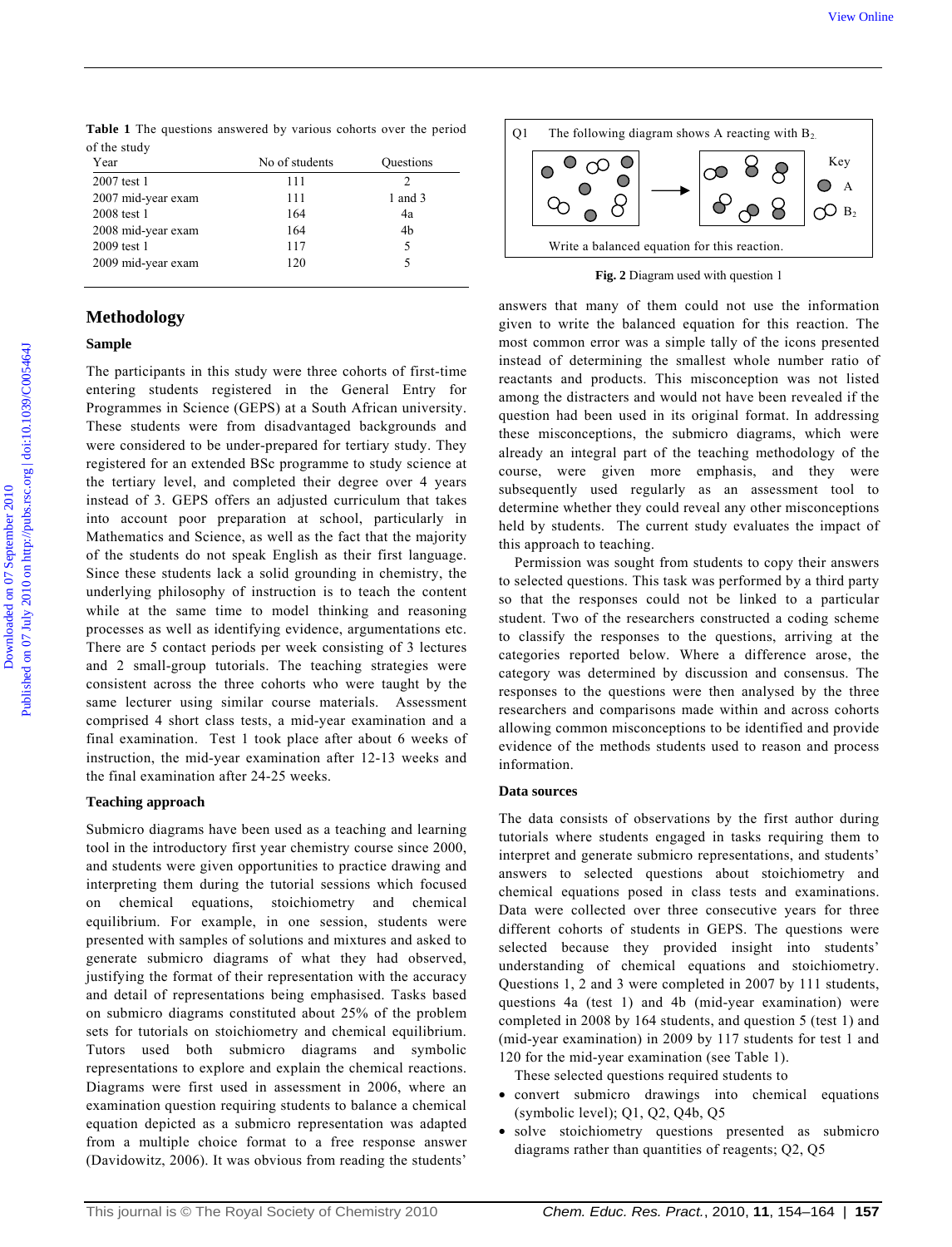**Table 1** The questions answered by various cohorts over the period of the study

| Year | No of students | Questions |
|---|---|---|
| 2007 test 1 | 111 | 2 |
| 2007 mid-year exam | 111 | 1 and 3 |
| 2008 test 1 | 164 | 4a |
| 2008 mid-year exam | 164 | 4b |
| 2009 test 1 | 117 | 5 |
| 2009 mid-year exam | 120 | 5 |

## Methodology

### Sample

The participants in this study were three cohorts of first-time entering students registered in the General Entry for Programmes in Science (GEPS) at a South African university. These students were from disadvantaged backgrounds and were considered to be under-prepared for tertiary study. They registered for an extended BSc programme to study science at the tertiary level, and completed their degree over 4 years instead of 3. GEPS offers an adjusted curriculum that takes into account poor preparation at school, particularly in Mathematics and Science, as well as the fact that the majority of the students do not speak English as their first language. Since these students lack a solid grounding in chemistry, the underlying philosophy of instruction is to teach the content while at the same time to model thinking and reasoning processes as well as identifying evidence, argumentations etc. There are 5 contact periods per week consisting of 3 lectures and 2 small-group tutorials. The teaching strategies were consistent across the three cohorts who were taught by the same lecturer using similar course materials. Assessment comprised 4 short class tests, a mid-year examination and a final examination. Test 1 took place after about 6 weeks of instruction, the mid-year examination after 12-13 weeks and the final examination after 24-25 weeks.

### Teaching approach

Submicro diagrams have been used as a teaching and learning tool in the introductory first year chemistry course since 2000, and students were given opportunities to practice drawing and interpreting them during the tutorial sessions which focused on chemical equations, stoichiometry and chemical equilibrium. For example, in one session, students were presented with samples of solutions and mixtures and asked to generate submicro diagrams of what they had observed, justifying the format of their representation with the accuracy and detail of representations being emphasised. Tasks based on submicro diagrams constituted about 25% of the problem sets for tutorials on stoichiometry and chemical equilibrium. Tutors used both submicro diagrams and symbolic representations to explore and explain the chemical reactions. Diagrams were first used in assessment in 2006, where an examination question requiring students to balance a chemical equation depicted as a submicro representation was adapted from a multiple choice format to a free response answer (Davidowitz, 2006). It was obvious from reading the students' answers that many of them could not use the information given to write the balanced equation for this reaction. The most common error was a simple tally of the icons presented instead of determining the smallest whole number ratio of reactants and products. This misconception was not listed among the distracters and would not have been revealed if the question had been used in its original format. In addressing these misconceptions, the submicro diagrams, which were already an integral part of the teaching methodology of the course, were given more emphasis, and they were subsequently used regularly as an assessment tool to determine whether they could reveal any other misconceptions held by students. The current study evaluates the impact of this approach to teaching.

Q1 The following diagram shows A reacting with $B_2$.

Key

A

$B_2$

Write a balanced equation for this reaction.

**Fig. 2** Diagram used with question 1

Permission was sought from students to copy their answers to selected questions. This task was performed by a third party so that the responses could not be linked to a particular student. Two of the researchers constructed a coding scheme to classify the responses to the questions, arriving at the categories reported below. Where a difference arose, the category was determined by discussion and consensus. The responses to the questions were then analysed by the three researchers and comparisons made within and across cohorts allowing common misconceptions to be identified and provide evidence of the methods students used to reason and process information.

### Data sources

The data consists of observations by the first author during tutorials where students engaged in tasks requiring them to interpret and generate submicro representations, and students' answers to selected questions about stoichiometry and chemical equations posed in class tests and examinations. Data were collected over three consecutive years for three different cohorts of students in GEPS. The questions were selected because they provided insight into students' understanding of chemical equations and stoichiometry. Questions 1, 2 and 3 were completed in 2007 by 111 students, questions 4a (test 1) and 4b (mid-year examination) were completed in 2008 by 164 students, and question 5 (test 1) and (mid-year examination) in 2009 by 117 students for test 1 and 120 for the mid-year examination (see Table 1).

These selected questions required students to

- convert submicro drawings into chemical equations (symbolic level); Q1, Q2, Q4b, Q5
- solve stoichiometry questions presented as submicro diagrams rather than quantities of reagents; Q2, Q5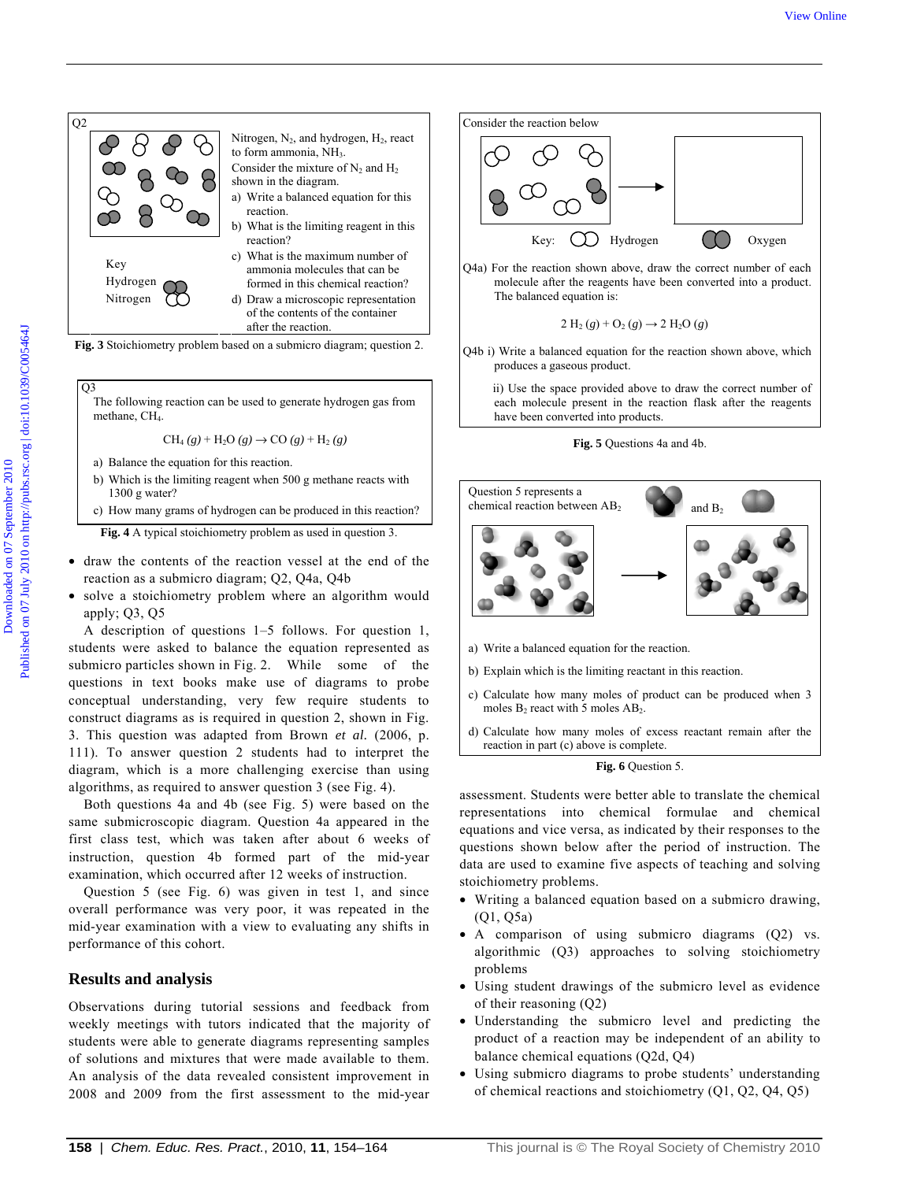Q2

Nitrogen, $N_2$, and hydrogen, $H_2$, react to form ammonia, $NH_3$.

Consider the mixture of $N_2$ and $H_2$ shown in the diagram.

a) Write a balanced equation for this reaction.

b) What is the limiting reagent in this reaction?

c) What is the maximum number of ammonia molecules that can be formed in this chemical reaction?

d) Draw a microscopic representation of the contents of the container after the reaction.

Key

Hydrogen

Nitrogen

**Fig. 3** Stoichiometry problem based on a submicro diagram; question 2.

Q3

The following reaction can be used to generate hydrogen gas from methane, $CH_4$.

$$CH_4\ (g) + H_2O\ (g) \rightarrow CO\ (g) + H_2\ (g)$$

a) Balance the equation for this reaction.

b) Which is the limiting reagent when 500 g methane reacts with 1300 g water?

c) How many grams of hydrogen can be produced in this reaction?

**Fig. 4** A typical stoichiometry problem as used in question 3.

- draw the contents of the reaction vessel at the end of the reaction as a submicro diagram; Q2, Q4a, Q4b
- solve a stoichiometry problem where an algorithm would apply; Q3, Q5

A description of questions 1–5 follows. For question 1, students were asked to balance the equation represented as submicro particles shown in Fig. 2. While some of the questions in text books make use of diagrams to probe conceptual understanding, very few require students to construct diagrams as is required in question 2, shown in Fig. 3. This question was adapted from Brown *et al.* (2006, p. 111). To answer question 2 students had to interpret the diagram, which is a more challenging exercise than using algorithms, as required to answer question 3 (see Fig. 4).

Both questions 4a and 4b (see Fig. 5) were based on the same submicroscopic diagram. Question 4a appeared in the first class test, which was taken after about 6 weeks of instruction, question 4b formed part of the mid-year examination, which occurred after 12 weeks of instruction.

Question 5 (see Fig. 6) was given in test 1, and since overall performance was very poor, it was repeated in the mid-year examination with a view to evaluating any shifts in performance of this cohort.

## Results and analysis

Observations during tutorial sessions and feedback from weekly meetings with tutors indicated that the majority of students were able to generate diagrams representing samples of solutions and mixtures that were made available to them. An analysis of the data revealed consistent improvement in 2008 and 2009 from the first assessment to the mid-year assessment. Students were better able to translate the chemical representations into chemical formulae and chemical equations and vice versa, as indicated by their responses to the questions shown below after the period of instruction. The data are used to examine five aspects of teaching and solving stoichiometry problems.

- Writing a balanced equation based on a submicro drawing, (Q1, Q5a)
- A comparison of using submicro diagrams (Q2) vs. algorithmic (Q3) approaches to solving stoichiometry problems
- Using student drawings of the submicro level as evidence of their reasoning (Q2)
- Understanding the submicro level and predicting the product of a reaction may be independent of an ability to balance chemical equations (Q2d, Q4)
- Using submicro diagrams to probe students' understanding of chemical reactions and stoichiometry (Q1, Q2, Q4, Q5)

Consider the reaction below

Key: Hydrogen Oxygen

Q4a) For the reaction shown above, draw the correct number of each molecule after the reagents have been converted into a product. The balanced equation is:

$$2\ H_2\ (g) + O_2\ (g) \rightarrow 2\ H_2O\ (g)$$

Q4b i) Write a balanced equation for the reaction shown above, which produces a gaseous product.

ii) Use the space provided above to draw the correct number of each molecule present in the reaction flask after the reagents have been converted into products.

**Fig. 5** Questions 4a and 4b.

Question 5 represents a chemical reaction between $AB_2$ and $B_2$

a) Write a balanced equation for the reaction.

b) Explain which is the limiting reactant in this reaction.

c) Calculate how many moles of product can be produced when 3 moles $B_2$ react with 5 moles $AB_2$.

d) Calculate how many moles of excess reactant remain after the reaction in part (c) above is complete.

**Fig. 6** Question 5.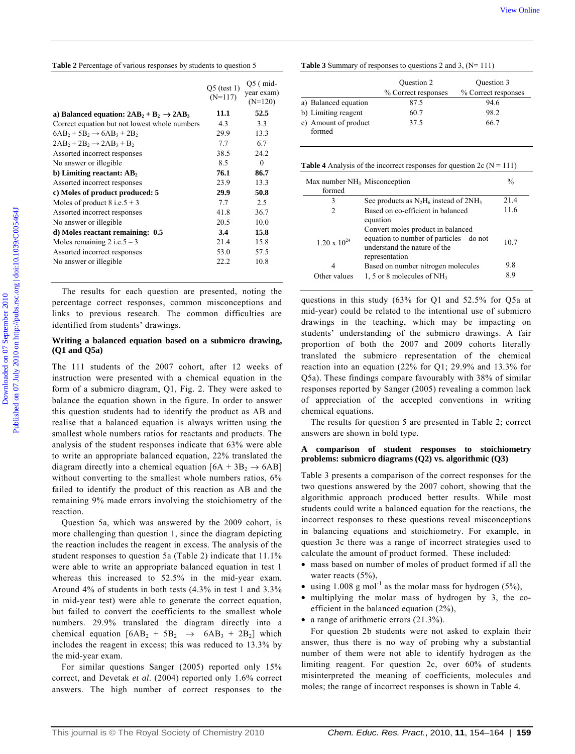**Table 2** Percentage of various responses by students to question 5

| | Q5 (test 1) (N=117) | Q5 ( mid-year exam) (N=120) |
|---|---|---|
| **a) Balanced equation: $2AB_2 + B_2 \rightarrow 2AB_3$** | **11.1** | **52.5** |
| Correct equation but not lowest whole numbers | 4.3 | 3.3 |
| $6AB_2 + 5B_2 \rightarrow 6AB_3 + 2B_2$ | 29.9 | 13.3 |
| $2AB_2 + 2B_2 \rightarrow 2AB_3 + B_2$ | 7.7 | 6.7 |
| Assorted incorrect responses | 38.5 | 24.2 |
| No answer or illegible | 8.5 | 0 |
| **b) Limiting reactant: $AB_2$** | **76.1** | **86.7** |
| Assorted incorrect responses | 23.9 | 13.3 |
| **c) Moles of product produced: 5** | **29.9** | **50.8** |
| Moles of product 8 i.e.5 + 3 | 7.7 | 2.5 |
| Assorted incorrect responses | 41.8 | 36.7 |
| No answer or illegible | 20.5 | 10.0 |
| **d) Moles reactant remaining: 0.5** | **3.4** | **15.8** |
| Moles remaining 2 i.e.5 – 3 | 21.4 | 15.8 |
| Assorted incorrect responses | 53.0 | 57.5 |
| No answer or illegible | 22.2 | 10.8 |

The results for each question are presented, noting the percentage correct responses, common misconceptions and links to previous research. The common difficulties are identified from students' drawings.

### Writing a balanced equation based on a submicro drawing, (Q1 and Q5a)

The 111 students of the 2007 cohort, after 12 weeks of instruction were presented with a chemical equation in the form of a submicro diagram, Q1, Fig. 2. They were asked to balance the equation shown in the figure. In order to answer this question students had to identify the product as AB and realise that a balanced equation is always written using the smallest whole numbers ratios for reactants and products. The analysis of the student responses indicate that 63% were able to write an appropriate balanced equation, 22% translated the diagram directly into a chemical equation [$6A + 3B_2 \rightarrow 6AB$] without converting to the smallest whole numbers ratios, 6% failed to identify the product of this reaction as AB and the remaining 9% made errors involving the stoichiometry of the reaction.

Question 5a, which was answered by the 2009 cohort, is more challenging than question 1, since the diagram depicting the reaction includes the reagent in excess. The analysis of the student responses to question 5a (Table 2) indicate that 11.1% were able to write an appropriate balanced equation in test 1 whereas this increased to 52.5% in the mid-year exam. Around 4% of students in both tests (4.3% in test 1 and 3.3% in mid-year test) were able to generate the correct equation, but failed to convert the coefficients to the smallest whole numbers. 29.9% translated the diagram directly into a chemical equation [$6AB_2 + 5B_2 \rightarrow 6AB_3 + 2B_2$] which includes the reagent in excess; this was reduced to 13.3% by the mid-year exam.

For similar questions Sanger (2005) reported only 15% correct, and Devetak *et al.* (2004) reported only 1.6% correct answers. The high number of correct responses to the questions in this study (63% for Q1 and 52.5% for Q5a at mid-year) could be related to the intentional use of submicro drawings in the teaching, which may be impacting on students' understanding of the submicro drawings. A fair proportion of both the 2007 and 2009 cohorts literally translated the submicro representation of the chemical reaction into an equation (22% for Q1; 29.9% and 13.3% for Q5a). These findings compare favourably with 38% of similar responses reported by Sanger (2005) revealing a common lack of appreciation of the accepted conventions in writing chemical equations.

The results for question 5 are presented in Table 2; correct answers are shown in bold type.

### A comparison of student responses to stoichiometry problems: submicro diagrams (Q2) vs. algorithmic (Q3)

**Table 3** Summary of responses to questions 2 and 3, (N= 111)

| | Question 2 % Correct responses | Question 3 % Correct responses |
|---|---|---|
| a) Balanced equation | 87.5 | 94.6 |
| b) Limiting reagent | 60.7 | 98.2 |
| c) Amount of product formed | 37.5 | 66.7 |

Table 3 presents a comparison of the correct responses for the two questions answered by the 2007 cohort, showing that the algorithmic approach produced better results. While most students could write a balanced equation for the reactions, the incorrect responses to these questions reveal misconceptions in balancing equations and stoichiometry. For example, in question 3c there was a range of incorrect strategies used to calculate the amount of product formed. These included:

- mass based on number of moles of product formed if all the water reacts (5%),
- using 1.008 g mol$^{-1}$ as the molar mass for hydrogen (5%),
- multiplying the molar mass of hydrogen by 3, the co-efficient in the balanced equation (2%),
- a range of arithmetic errors (21.3%).

For question 2b students were not asked to explain their answer, thus there is no way of probing why a substantial number of them were not able to identify hydrogen as the limiting reagent. For question 2c, over 60% of students misinterpreted the meaning of coefficients, molecules and moles; the range of incorrect responses is shown in Table 4.

**Table 4** Analysis of the incorrect responses for question 2c (N = 111)

| Max number $NH_3$ formed | Misconception | % |
|---|---|---|
| 3 | See products as $N_2H_6$ instead of $2NH_3$ | 21.4 |
| 2 | Based on co-efficient in balanced equation | 11.6 |
| $1.20 \times 10^{24}$ | Convert moles product in balanced equation to number of particles – do not understand the nature of the representation | 10.7 |
| 4 | Based on number nitrogen molecules | 9.8 |
| Other values | 1, 5 or 8 molecules of $NH_3$ | 8.9 |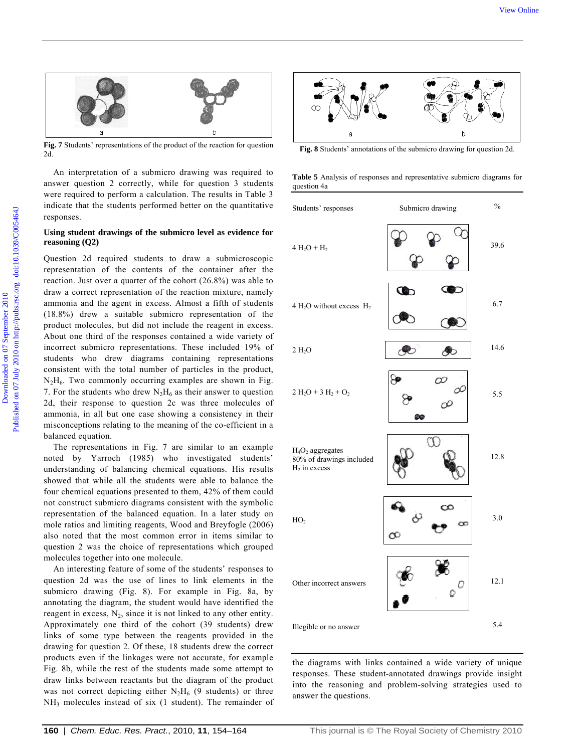Fig. 7 Students' representations of the product of the reaction for question 2d.

An interpretation of a submicro drawing was required to answer question 2 correctly, while for question 3 students were required to perform a calculation. The results in Table 3 indicate that the students performed better on the quantitative responses.

### Using student drawings of the submicro level as evidence for reasoning (Q2)

Question 2d required students to draw a submicroscopic representation of the contents of the container after the reaction. Just over a quarter of the cohort (26.8%) was able to draw a correct representation of the reaction mixture, namely ammonia and the agent in excess. Almost a fifth of students (18.8%) drew a suitable submicro representation of the product molecules, but did not include the reagent in excess. About one third of the responses contained a wide variety of incorrect submicro representations. These included 19% of students who drew diagrams containing representations consistent with the total number of particles in the product, $N_2H_6$. Two commonly occurring examples are shown in Fig. 7. For the students who drew $N_2H_6$ as their answer to question 2d, their response to question 2c was three molecules of ammonia, in all but one case showing a consistency in their misconceptions relating to the meaning of the co-efficient in a balanced equation.

The representations in Fig. 7 are similar to an example noted by Yarroch (1985) who investigated students' understanding of balancing chemical equations. His results showed that while all the students were able to balance the four chemical equations presented to them, 42% of them could not construct submicro diagrams consistent with the symbolic representation of the balanced equation. In a later study on mole ratios and limiting reagents, Wood and Breyfogle (2006) also noted that the most common error in items similar to question 2 was the choice of representations which grouped molecules together into one molecule.

An interesting feature of some of the students' responses to question 2d was the use of lines to link elements in the submicro drawing (Fig. 8). For example in Fig. 8a, by annotating the diagram, the student would have identified the reagent in excess, $N_2$, since it is not linked to any other entity. Approximately one third of the cohort (39 students) drew links of some type between the reagents provided in the drawing for question 2. Of these, 18 students drew the correct products even if the linkages were not accurate, for example Fig. 8b, while the rest of the students made some attempt to draw links between reactants but the diagram of the product was not correct depicting either $N_2H_6$ (9 students) or three $NH_3$ molecules instead of six (1 student). The remainder of the diagrams with links contained a wide variety of unique responses. These student-annotated drawings provide insight into the reasoning and problem-solving strategies used to answer the questions.

Fig. 8 Students' annotations of the submicro drawing for question 2d.

Table 5 Analysis of responses and representative submicro diagrams for question 4a

| Students' responses | Submicro drawing | % |
|---|---|---|
| 4 $H_2O$ + $H_2$ | | 39.6 |
| 4 $H_2O$ without excess $H_2$ | | 6.7 |
| 2 $H_2O$ | | 14.6 |
| 2 $H_2O$ + 3 $H_2$ + $O_2$ | | 5.5 |
| $H_4O_2$ aggregates 80% of drawings included $H_2$ in excess | | 12.8 |
| $HO_2$ | | 3.0 |
| Other incorrect answers | | 12.1 |
| Illegible or no answer | | 5.4 |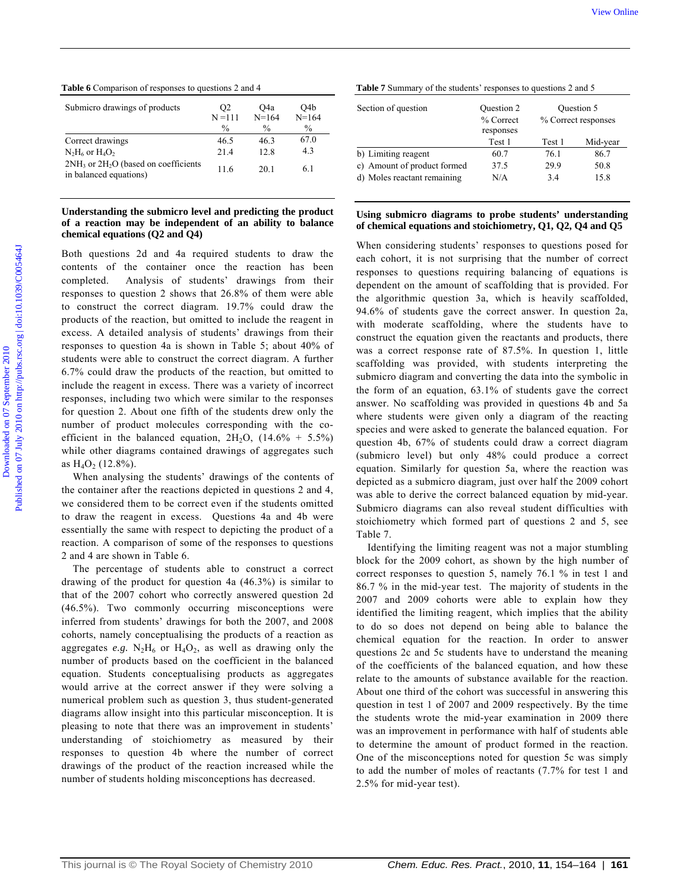**Table 6** Comparison of responses to questions 2 and 4

| Submicro drawings of products | Q2 N =111 % | Q4a N=164 % | Q4b N=164 % |
|---|---|---|---|
| Correct drawings | 46.5 | 46.3 | 67.0 |
| $N_2H_6$ or $H_4O_2$ | 21.4 | 12.8 | 4.3 |
| $2NH_3$ or $2H_2O$ (based on coefficients in balanced equations) | 11.6 | 20.1 | 6.1 |

### Understanding the submicro level and predicting the product of a reaction may be independent of an ability to balance chemical equations (Q2 and Q4)

Both questions 2d and 4a required students to draw the contents of the container once the reaction has been completed. Analysis of students' drawings from their responses to question 2 shows that 26.8% of them were able to construct the correct diagram. 19.7% could draw the products of the reaction, but omitted to include the reagent in excess. A detailed analysis of students' drawings from their responses to question 4a is shown in Table 5; about 40% of students were able to construct the correct diagram. A further 6.7% could draw the products of the reaction, but omitted to include the reagent in excess. There was a variety of incorrect responses, including two which were similar to the responses for question 2. About one fifth of the students drew only the number of product molecules corresponding with the co-efficient in the balanced equation, $2H_2O$, (14.6% + 5.5%) while other diagrams contained drawings of aggregates such as $H_4O_2$ (12.8%).

When analysing the students' drawings of the contents of the container after the reactions depicted in questions 2 and 4, we considered them to be correct even if the students omitted to draw the reagent in excess. Questions 4a and 4b were essentially the same with respect to depicting the product of a reaction. A comparison of some of the responses to questions 2 and 4 are shown in Table 6.

The percentage of students able to construct a correct drawing of the product for question 4a (46.3%) is similar to that of the 2007 cohort who correctly answered question 2d (46.5%). Two commonly occurring misconceptions were inferred from students' drawings for both the 2007, and 2008 cohorts, namely conceptualising the products of a reaction as aggregates *e.g.* $N_2H_6$ or $H_4O_2$, as well as drawing only the number of products based on the coefficient in the balanced equation. Students conceptualising products as aggregates would arrive at the correct answer if they were solving a numerical problem such as question 3, thus student-generated diagrams allow insight into this particular misconception. It is pleasing to note that there was an improvement in students' understanding of stoichiometry as measured by their responses to question 4b where the number of correct drawings of the product of the reaction increased while the number of students holding misconceptions has decreased.

**Table 7** Summary of the students' responses to questions 2 and 5

| Section of question | Question 2 % Correct responses | Question 5 % Correct responses | |
|---|---|---|---|
| | Test 1 | Test 1 | Mid-year |
| b) Limiting reagent | 60.7 | 76.1 | 86.7 |
| c) Amount of product formed | 37.5 | 29.9 | 50.8 |
| d) Moles reactant remaining | N/A | 3.4 | 15.8 |

### Using submicro diagrams to probe students' understanding of chemical equations and stoichiometry, Q1, Q2, Q4 and Q5

When considering students' responses to questions posed for each cohort, it is not surprising that the number of correct responses to questions requiring balancing of equations is dependent on the amount of scaffolding that is provided. For the algorithmic question 3a, which is heavily scaffolded, 94.6% of students gave the correct answer. In question 2a, with moderate scaffolding, where the students have to construct the equation given the reactants and products, there was a correct response rate of 87.5%. In question 1, little scaffolding was provided, with students interpreting the submicro diagram and converting the data into the symbolic in the form of an equation, 63.1% of students gave the correct answer. No scaffolding was provided in questions 4b and 5a where students were given only a diagram of the reacting species and were asked to generate the balanced equation. For question 4b, 67% of students could draw a correct diagram (submicro level) but only 48% could produce a correct equation. Similarly for question 5a, where the reaction was depicted as a submicro diagram, just over half the 2009 cohort was able to derive the correct balanced equation by mid-year. Submicro diagrams can also reveal student difficulties with stoichiometry which formed part of questions 2 and 5, see Table 7.

Identifying the limiting reagent was not a major stumbling block for the 2009 cohort, as shown by the high number of correct responses to question 5, namely 76.1 % in test 1 and 86.7 % in the mid-year test. The majority of students in the 2007 and 2009 cohorts were able to explain how they identified the limiting reagent, which implies that the ability to do so does not depend on being able to balance the chemical equation for the reaction. In order to answer questions 2c and 5c students have to understand the meaning of the coefficients of the balanced equation, and how these relate to the amounts of substance available for the reaction. About one third of the cohort was successful in answering this question in test 1 of 2007 and 2009 respectively. By the time the students wrote the mid-year examination in 2009 there was an improvement in performance with half of students able to determine the amount of product formed in the reaction. One of the misconceptions noted for question 5c was simply to add the number of moles of reactants (7.7% for test 1 and 2.5% for mid-year test).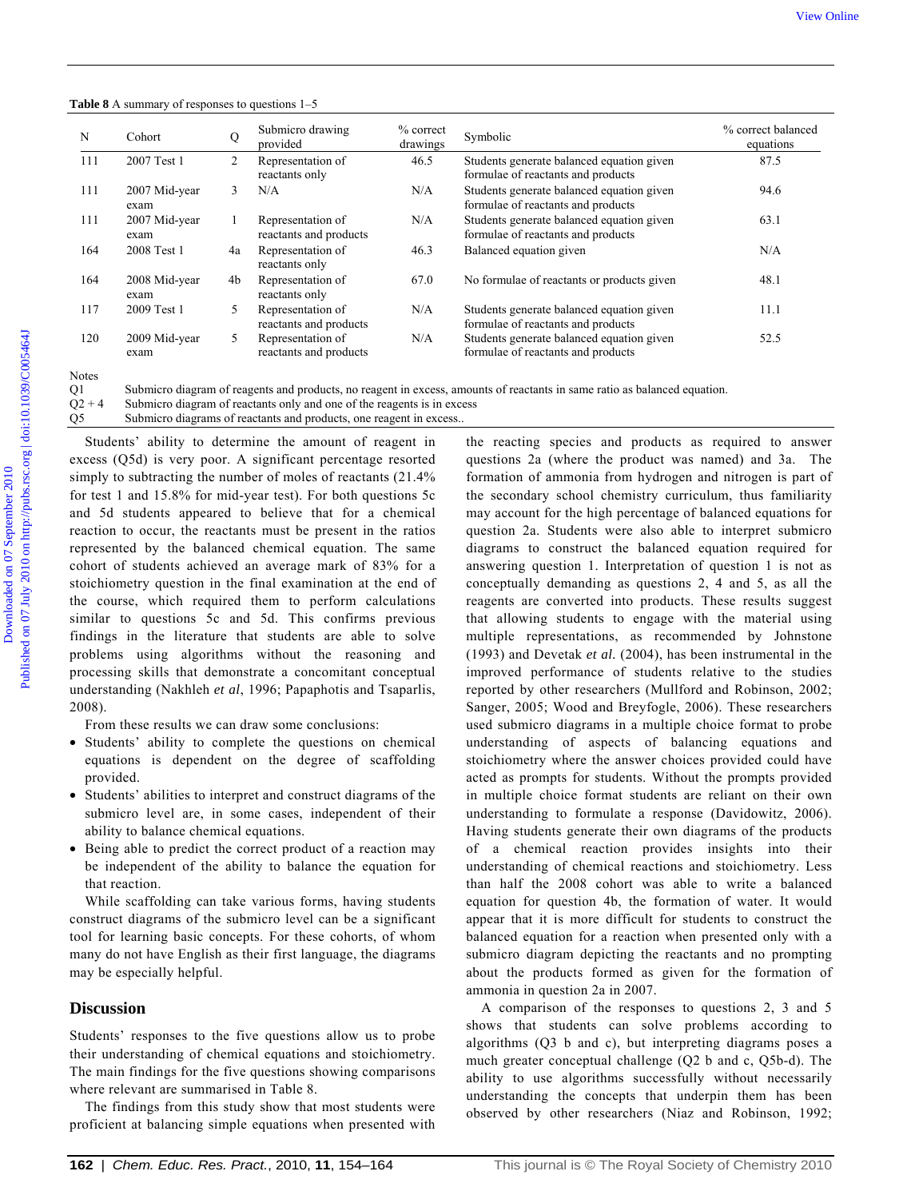**Table 8** A summary of responses to questions 1–5

| N | Cohort | Q | Submicro drawing provided | % correct drawings | Symbolic | % correct balanced equations |
|---|---|---|---|---|---|---|
| 111 | 2007 Test 1 | 2 | Representation of reactants only | 46.5 | Students generate balanced equation given formulae of reactants and products | 87.5 |
| 111 | 2007 Mid-year exam | 3 | N/A | N/A | Students generate balanced equation given formulae of reactants and products | 94.6 |
| 111 | 2007 Mid-year exam | 1 | Representation of reactants and products | N/A | Students generate balanced equation given formulae of reactants and products | 63.1 |
| 164 | 2008 Test 1 | 4a | Representation of reactants only | 46.3 | Balanced equation given | N/A |
| 164 | 2008 Mid-year exam | 4b | Representation of reactants only | 67.0 | No formulae of reactants or products given | 48.1 |
| 117 | 2009 Test 1 | 5 | Representation of reactants and products | N/A | Students generate balanced equation given formulae of reactants and products | 11.1 |
| 120 | 2009 Mid-year exam | 5 | Representation of reactants and products | N/A | Students generate balanced equation given formulae of reactants and products | 52.5 |

Notes
Q1 Submicro diagram of reagents and products, no reagent in excess, amounts of reactants in same ratio as balanced equation.
Q2 + 4 Submicro diagram of reactants only and one of the reagents is in excess
Q5 Submicro diagrams of reactants and products, one reagent in excess..

Students' ability to determine the amount of reagent in excess (Q5d) is very poor. A significant percentage resorted simply to subtracting the number of moles of reactants (21.4% for test 1 and 15.8% for mid-year test). For both questions 5c and 5d students appeared to believe that for a chemical reaction to occur, the reactants must be present in the ratios represented by the balanced chemical equation. The same cohort of students achieved an average mark of 83% for a stoichiometry question in the final examination at the end of the course, which required them to perform calculations similar to questions 5c and 5d. This confirms previous findings in the literature that students are able to solve problems using algorithms without the reasoning and processing skills that demonstrate a concomitant conceptual understanding (Nakhleh *et al*, 1996; Papaphotis and Tsaparlis, 2008).

From these results we can draw some conclusions:

- Students' ability to complete the questions on chemical equations is dependent on the degree of scaffolding provided.
- Students' abilities to interpret and construct diagrams of the submicro level are, in some cases, independent of their ability to balance chemical equations.
- Being able to predict the correct product of a reaction may be independent of the ability to balance the equation for that reaction.

While scaffolding can take various forms, having students construct diagrams of the submicro level can be a significant tool for learning basic concepts. For these cohorts, of whom many do not have English as their first language, the diagrams may be especially helpful.

## Discussion

Students' responses to the five questions allow us to probe their understanding of chemical equations and stoichiometry. The main findings for the five questions showing comparisons where relevant are summarised in Table 8.

The findings from this study show that most students were proficient at balancing simple equations when presented with the reacting species and products as required to answer questions 2a (where the product was named) and 3a. The formation of ammonia from hydrogen and nitrogen is part of the secondary school chemistry curriculum, thus familiarity may account for the high percentage of balanced equations for question 2a. Students were also able to interpret submicro diagrams to construct the balanced equation required for answering question 1. Interpretation of question 1 is not as conceptually demanding as questions 2, 4 and 5, as all the reagents are converted into products. These results suggest that allowing students to engage with the material using multiple representations, as recommended by Johnstone (1993) and Devetak *et al.* (2004), has been instrumental in the improved performance of students relative to the studies reported by other researchers (Mullford and Robinson, 2002; Sanger, 2005; Wood and Breyfogle, 2006). These researchers used submicro diagrams in a multiple choice format to probe understanding of aspects of balancing equations and stoichiometry where the answer choices provided could have acted as prompts for students. Without the prompts provided in multiple choice format students are reliant on their own understanding to formulate a response (Davidowitz, 2006). Having students generate their own diagrams of the products of a chemical reaction provides insights into their understanding of chemical reactions and stoichiometry. Less than half the 2008 cohort was able to write a balanced equation for question 4b, the formation of water. It would appear that it is more difficult for students to construct the balanced equation for a reaction when presented only with a submicro diagram depicting the reactants and no prompting about the products formed as given for the formation of ammonia in question 2a in 2007.

A comparison of the responses to questions 2, 3 and 5 shows that students can solve problems according to algorithms (Q3 b and c), but interpreting diagrams poses a much greater conceptual challenge (Q2 b and c, Q5b-d). The ability to use algorithms successfully without necessarily understanding the concepts that underpin them has been observed by other researchers (Niaz and Robinson, 1992;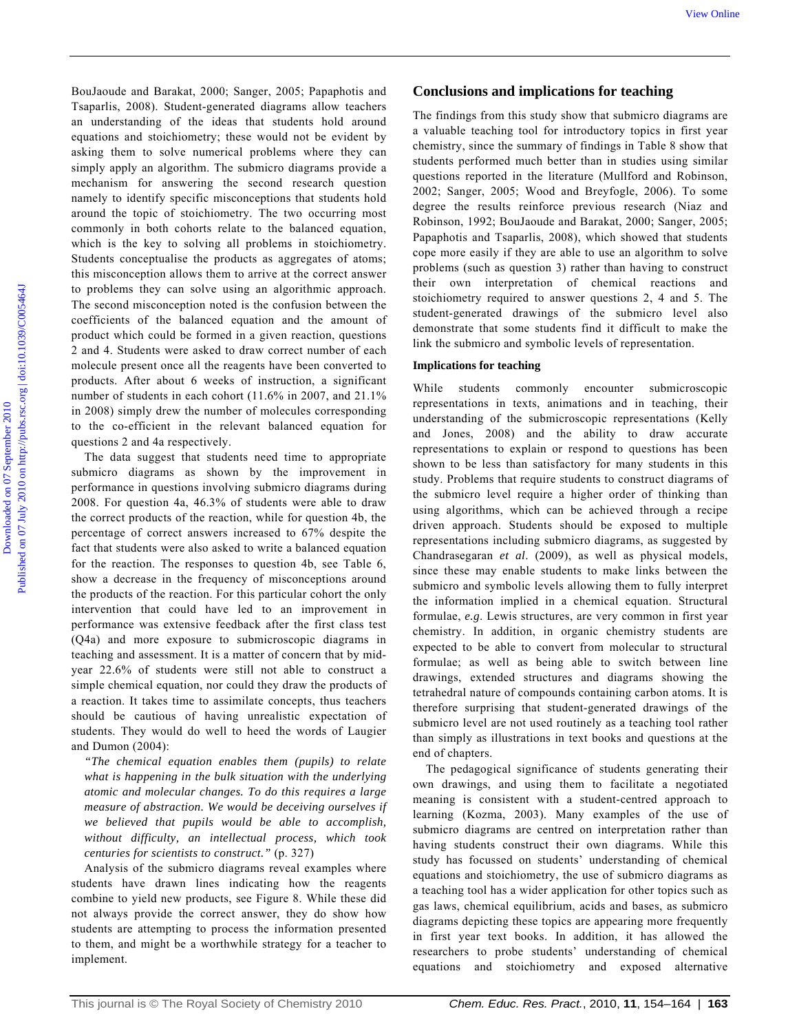BouJaoude and Barakat, 2000; Sanger, 2005; Papaphotis and Tsaparlis, 2008). Student-generated diagrams allow teachers an understanding of the ideas that students hold around equations and stoichiometry; these would not be evident by asking them to solve numerical problems where they can simply apply an algorithm. The submicro diagrams provide a mechanism for answering the second research question namely to identify specific misconceptions that students hold around the topic of stoichiometry. The two occurring most commonly in both cohorts relate to the balanced equation, which is the key to solving all problems in stoichiometry. Students conceptualise the products as aggregates of atoms; this misconception allows them to arrive at the correct answer to problems they can solve using an algorithmic approach. The second misconception noted is the confusion between the coefficients of the balanced equation and the amount of product which could be formed in a given reaction, questions 2 and 4. Students were asked to draw correct number of each molecule present once all the reagents have been converted to products. After about 6 weeks of instruction, a significant number of students in each cohort (11.6% in 2007, and 21.1% in 2008) simply drew the number of molecules corresponding to the co-efficient in the relevant balanced equation for questions 2 and 4a respectively.

The data suggest that students need time to appropriate submicro diagrams as shown by the improvement in performance in questions involving submicro diagrams during 2008. For question 4a, 46.3% of students were able to draw the correct products of the reaction, while for question 4b, the percentage of correct answers increased to 67% despite the fact that students were also asked to write a balanced equation for the reaction. The responses to question 4b, see Table 6, show a decrease in the frequency of misconceptions around the products of the reaction. For this particular cohort the only intervention that could have led to an improvement in performance was extensive feedback after the first class test (Q4a) and more exposure to submicroscopic diagrams in teaching and assessment. It is a matter of concern that by mid-year 22.6% of students were still not able to construct a simple chemical equation, nor could they draw the products of a reaction. It takes time to assimilate concepts, thus teachers should be cautious of having unrealistic expectation of students. They would do well to heed the words of Laugier and Dumon (2004):

> *"The chemical equation enables them (pupils) to relate what is happening in the bulk situation with the underlying atomic and molecular changes. To do this requires a large measure of abstraction. We would be deceiving ourselves if we believed that pupils would be able to accomplish, without difficulty, an intellectual process, which took centuries for scientists to construct."* (p. 327)

Analysis of the submicro diagrams reveal examples where students have drawn lines indicating how the reagents combine to yield new products, see Figure 8. While these did not always provide the correct answer, they do show how students are attempting to process the information presented to them, and might be a worthwhile strategy for a teacher to implement.

## Conclusions and implications for teaching

The findings from this study show that submicro diagrams are a valuable teaching tool for introductory topics in first year chemistry, since the summary of findings in Table 8 show that students performed much better than in studies using similar questions reported in the literature (Mullford and Robinson, 2002; Sanger, 2005; Wood and Breyfogle, 2006). To some degree the results reinforce previous research (Niaz and Robinson, 1992; BouJaoude and Barakat, 2000; Sanger, 2005; Papaphotis and Tsaparlis, 2008), which showed that students cope more easily if they are able to use an algorithm to solve problems (such as question 3) rather than having to construct their own interpretation of chemical reactions and stoichiometry required to answer questions 2, 4 and 5. The student-generated drawings of the submicro level also demonstrate that some students find it difficult to make the link the submicro and symbolic levels of representation.

### Implications for teaching

While students commonly encounter submicroscopic representations in texts, animations and in teaching, their understanding of the submicroscopic representations (Kelly and Jones, 2008) and the ability to draw accurate representations to explain or respond to questions has been shown to be less than satisfactory for many students in this study. Problems that require students to construct diagrams of the submicro level require a higher order of thinking than using algorithms, which can be achieved through a recipe driven approach. Students should be exposed to multiple representations including submicro diagrams, as suggested by Chandrasegaran *et al*. (2009), as well as physical models, since these may enable students to make links between the submicro and symbolic levels allowing them to fully interpret the information implied in a chemical equation. Structural formulae, *e.g*. Lewis structures, are very common in first year chemistry. In addition, in organic chemistry students are expected to be able to convert from molecular to structural formulae; as well as being able to switch between line drawings, extended structures and diagrams showing the tetrahedral nature of compounds containing carbon atoms. It is therefore surprising that student-generated drawings of the submicro level are not used routinely as a teaching tool rather than simply as illustrations in text books and questions at the end of chapters.

The pedagogical significance of students generating their own drawings, and using them to facilitate a negotiated meaning is consistent with a student-centred approach to learning (Kozma, 2003). Many examples of the use of submicro diagrams are centred on interpretation rather than having students construct their own diagrams. While this study has focussed on students' understanding of chemical equations and stoichiometry, the use of submicro diagrams as a teaching tool has a wider application for other topics such as gas laws, chemical equilibrium, acids and bases, as submicro diagrams depicting these topics are appearing more frequently in first year text books. In addition, it has allowed the researchers to probe students' understanding of chemical equations and stoichiometry and exposed alternative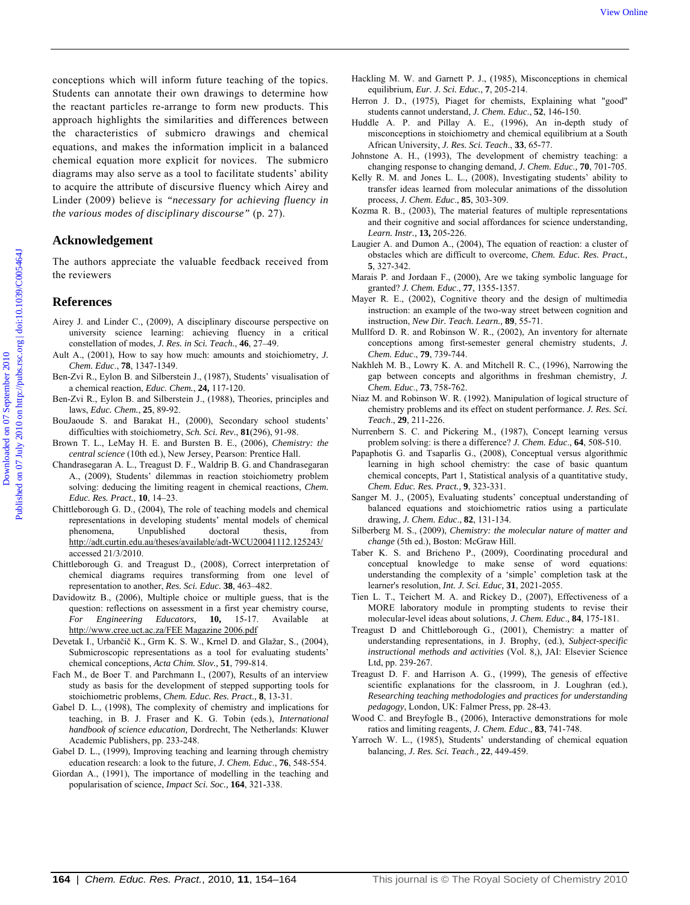conceptions which will inform future teaching of the topics. Students can annotate their own drawings to determine how the reactant particles re-arrange to form new products. This approach highlights the similarities and differences between the characteristics of submicro drawings and chemical equations, and makes the information implicit in a balanced chemical equation more explicit for novices. The submicro diagrams may also serve as a tool to facilitate students' ability to acquire the attribute of discursive fluency which Airey and Linder (2009) believe is *"necessary for achieving fluency in the various modes of disciplinary discourse"* (p. 27).

## Acknowledgement

The authors appreciate the valuable feedback received from the reviewers

## References

Airey J. and Linder C., (2009), A disciplinary discourse perspective on university science learning: achieving fluency in a critical constellation of modes, *J. Res. in Sci. Teach.*, **46**, 27–49.

Ault A., (2001), How to say how much: amounts and stoichiometry, *J. Chem. Educ*., **78**, 1347-1349.

Ben-Zvi R., Eylon B. and Silberstein J., (1987), Students' visualisation of a chemical reaction, *Educ. Chem.*, **24,** 117-120.

Ben-Zvi R., Eylon B. and Silberstein J., (1988), Theories, principles and laws, *Educ. Chem.*, **25**, 89-92.

BouJaoude S. and Barakat H., (2000), Secondary school students' difficulties with stoichiometry, *Sch. Sci. Rev.*, **81**(296), 91-98.

Brown T. L., LeMay H. E. and Bursten B. E., (2006), *Chemistry: the central science* (10th ed.), New Jersey, Pearson: Prentice Hall.

Chandrasegaran A. L., Treagust D. F., Waldrip B. G. and Chandrasegaran A., (2009), Students' dilemmas in reaction stoichiometry problem solving: deducing the limiting reagent in chemical reactions, *Chem. Educ. Res. Pract.,* **10**, 14–23.

Chittleborough G. D., (2004), The role of teaching models and chemical representations in developing students' mental models of chemical phenomena, Unpublished doctoral thesis, from http://adt.curtin.edu.au/theses/available/adt-WCU20041112.125243/ accessed 21/3/2010.

Chittleborough G. and Treagust D., (2008), Correct interpretation of chemical diagrams requires transforming from one level of representation to another, *Res. Sci. Educ.* **38**, 463–482.

Davidowitz B., (2006), Multiple choice or multiple guess, that is the question: reflections on assessment in a first year chemistry course, *For Engineering Educators,* **10,** 15-17. Available at http://www.cree.uct.ac.za/FEE Magazine 2006.pdf

Devetak I., Urbančič K., Grm K. S. W., Krnel D. and Glažar, S., (2004), Submicroscopic representations as a tool for evaluating students' chemical conceptions, *Acta Chim. Slov.,* **51**, 799-814.

Fach M., de Boer T. and Parchmann I., (2007), Results of an interview study as basis for the development of stepped supporting tools for stoichiometric problems, *Chem. Educ. Res. Pract.*, **8**, 13-31.

Gabel D. L., (1998), The complexity of chemistry and implications for teaching, in B. J. Fraser and K. G. Tobin (eds.), *International handbook of science education,* Dordrecht, The Netherlands: Kluwer Academic Publishers, pp. 233-248.

Gabel D. L., (1999), Improving teaching and learning through chemistry education research: a look to the future, *J. Chem. Educ*., **76**, 548-554.

Giordan A., (1991), The importance of modelling in the teaching and popularisation of science, *Impact Sci. Soc.,* **164**, 321-338.

Hackling M. W. and Garnett P. J., (1985), Misconceptions in chemical equilibrium, *Eur. J. Sci. Educ.*, **7**, 205-214.

Herron J. D., (1975), Piaget for chemists, Explaining what "good" students cannot understand, *J. Chem. Educ*., **52**, 146-150.

Huddle A. P. and Pillay A. E., (1996), An in-depth study of misconceptions in stoichiometry and chemical equilibrium at a South African University, *J. Res. Sci. Teach*., **33**, 65-77.

Johnstone A. H., (1993), The development of chemistry teaching: a changing response to changing demand, *J. Chem. Educ.,* **70**, 701-705.

Kelly R. M. and Jones L. L., (2008), Investigating students' ability to transfer ideas learned from molecular animations of the dissolution process, *J. Chem. Educ.,* **85**, 303-309.

Kozma R. B., (2003), The material features of multiple representations and their cognitive and social affordances for science understanding, *Learn. Instr.*, **13,** 205-226.

Laugier A. and Dumon A., (2004), The equation of reaction: a cluster of obstacles which are difficult to overcome, *Chem. Educ. Res. Pract.,* **5**, 327-342.

Marais P. and Jordaan F., (2000), Are we taking symbolic language for granted? *J. Chem. Educ*., **77**, 1355-1357.

Mayer R. E., (2002), Cognitive theory and the design of multimedia instruction: an example of the two-way street between cognition and instruction, *New Dir. Teach. Learn.,* **89**, 55-71.

Mullford D. R. and Robinson W. R., (2002), An inventory for alternate conceptions among first-semester general chemistry students, *J. Chem. Educ*., **79**, 739-744.

Nakhleh M. B., Lowry K. A. and Mitchell R. C., (1996), Narrowing the gap between concepts and algorithms in freshman chemistry, *J. Chem. Educ*., **73**, 758-762.

Niaz M. and Robinson W. R. (1992). Manipulation of logical structure of chemistry problems and its effect on student performance. *J. Res. Sci. Teach*., **29**, 211-226.

Nurrenbern S. C. and Pickering M., (1987), Concept learning versus problem solving: is there a difference? *J. Chem. Educ.,* **64**, 508-510.

Papaphotis G. and Tsaparlis G., (2008), Conceptual versus algorithmic learning in high school chemistry: the case of basic quantum chemical concepts, Part 1, Statistical analysis of a quantitative study, *Chem. Educ. Res. Pract.,* **9**, 323-331.

Sanger M. J., (2005), Evaluating students' conceptual understanding of balanced equations and stoichiometric ratios using a particulate drawing, *J. Chem. Educ*., **82**, 131-134.

Silberberg M. S., (2009), *Chemistry: the molecular nature of matter and change* (5th ed.), Boston: McGraw Hill.

Taber K. S. and Bricheno P., (2009), Coordinating procedural and conceptual knowledge to make sense of word equations: understanding the complexity of a 'simple' completion task at the learner's resolution, *Int. J. Sci. Educ,* **31**, 2021-2055.

Tien L. T., Teichert M. A. and Rickey D., (2007), Effectiveness of a MORE laboratory module in prompting students to revise their molecular-level ideas about solutions, *J. Chem. Educ.,* **84**, 175-181.

Treagust D and Chittleborough G., (2001), Chemistry: a matter of understanding representations, in J. Brophy, (ed.), *Subject-specific instructional methods and activities* (Vol. 8,), JAI: Elsevier Science Ltd, pp. 239-267.

Treagust D. F. and Harrison A. G., (1999), The genesis of effective scientific explanations for the classroom, in J. Loughran (ed.), *Researching teaching methodologies and practices for understanding pedagogy*, London, UK: Falmer Press, pp. 28-43.

Wood C. and Breyfogle B., (2006), Interactive demonstrations for mole ratios and limiting reagents, *J. Chem. Educ.,* **83**, 741-748.

Yarroch W. L., (1985), Students' understanding of chemical equation balancing, *J. Res. Sci. Teach.,* **22**, 449-459.